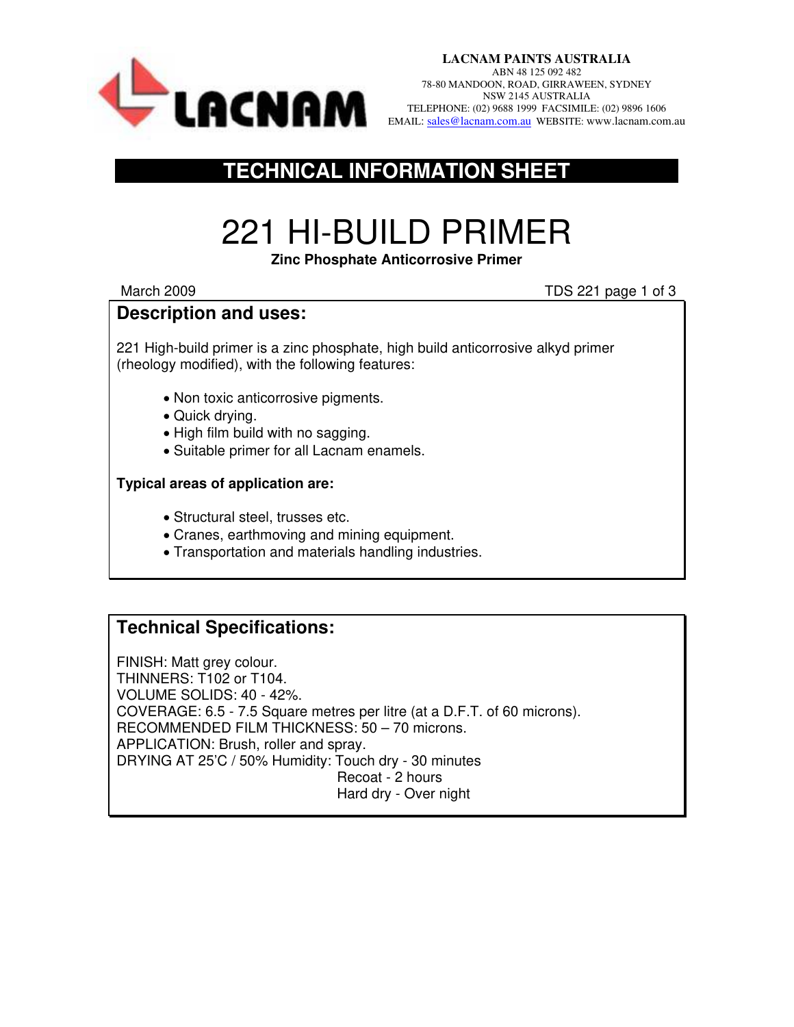**LACNAM PAINTS AUSTRALIA**
ABN 48 125 092 482
78-80 MANDOON, ROAD, GIRRAWEEN, SYDNEY
NSW 2145 AUSTRALIA
TELEPHONE: (02) 9688 1999 FACSIMILE: (02) 9896 1606
EMAIL: sales@lacnam.com.au WEBSITE: www.lacnam.com.au

## TECHNICAL INFORMATION SHEET

# 221 HI-BUILD PRIMER

**Zinc Phosphate Anticorrosive Primer**

March 2009 — TDS 221

## Description and uses:

221 High-build primer is a zinc phosphate, high build anticorrosive alkyd primer (rheology modified), with the following features:

- Non toxic anticorrosive pigments.
- Quick drying.
- High film build with no sagging.
- Suitable primer for all Lacnam enamels.

**Typical areas of application are:**

- Structural steel, trusses etc.
- Cranes, earthmoving and mining equipment.
- Transportation and materials handling industries.

## Technical Specifications:

FINISH: Matt grey colour.
THINNERS: T102 or T104.
VOLUME SOLIDS: 40 - 42%.
COVERAGE: 6.5 - 7.5 Square metres per litre (at a D.F.T. of 60 microns).
RECOMMENDED FILM THICKNESS: 50 – 70 microns.
APPLICATION: Brush, roller and spray.
DRYING AT 25'C / 50% Humidity: Touch dry - 30 minutes
Recoat - 2 hours
Hard dry - Over night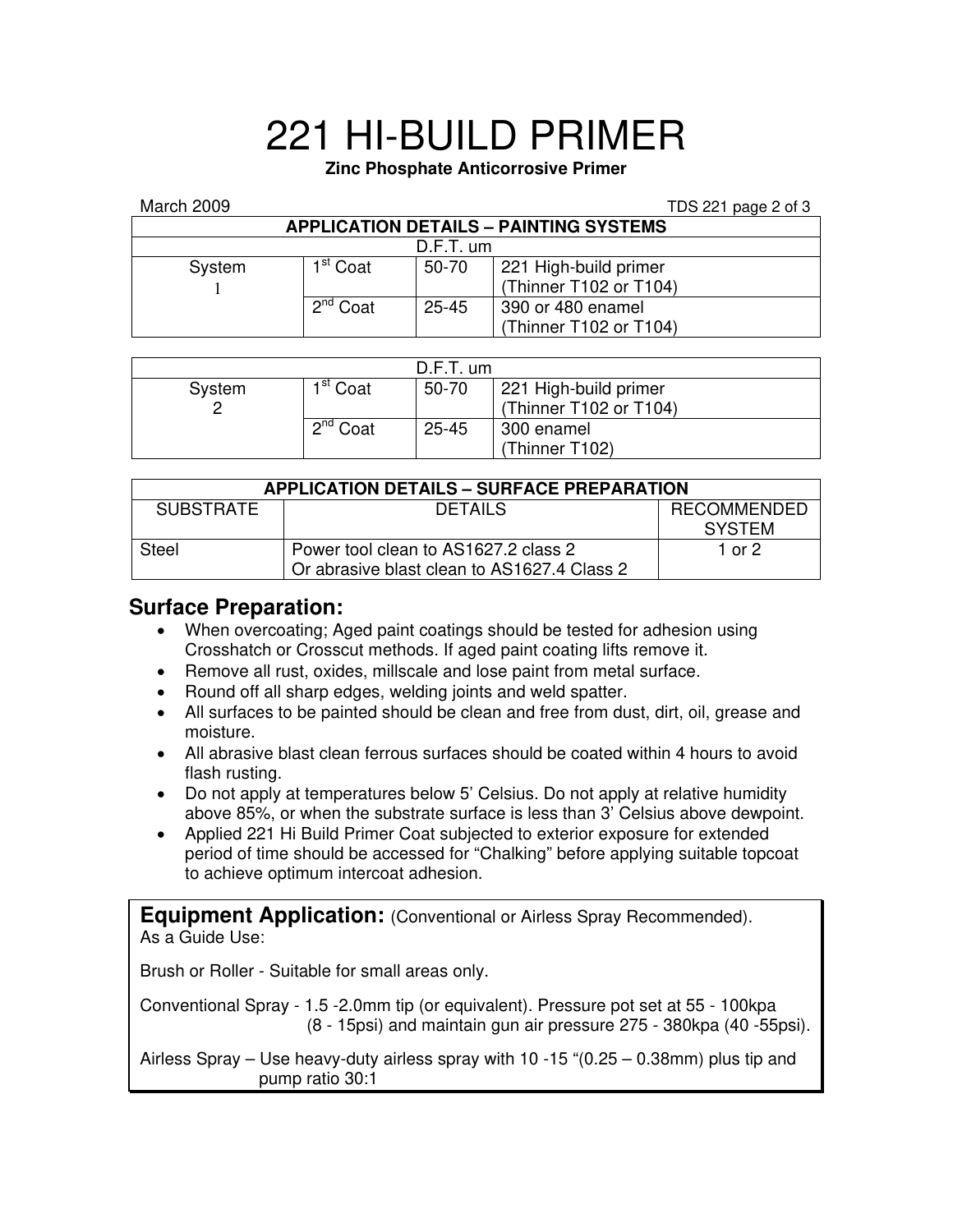# 221 HI-BUILD PRIMER

**Zinc Phosphate Anticorrosive Primer**

March 2009

| APPLICATION DETAILS – PAINTING SYSTEMS | | | |
|---|---|---|---|
| D.F.T. um | | | |
| System 1 | 1st Coat | 50-70 | 221 High-build primer (Thinner T102 or T104) |
| | 2nd Coat | 25-45 | 390 or 480 enamel (Thinner T102 or T104) |

| D.F.T. um | | | |
|---|---|---|---|
| System 2 | 1st Coat | 50-70 | 221 High-build primer (Thinner T102 or T104) |
| | 2nd Coat | 25-45 | 300 enamel (Thinner T102) |

| APPLICATION DETAILS – SURFACE PREPARATION | | |
|---|---|---|
| SUBSTRATE | DETAILS | RECOMMENDED SYSTEM |
| Steel | Power tool clean to AS1627.2 class 2<br>Or abrasive blast clean to AS1627.4 Class 2 | 1 or 2 |

## Surface Preparation:

- When overcoating; Aged paint coatings should be tested for adhesion using Crosshatch or Crosscut methods. If aged paint coating lifts remove it.
- Remove all rust, oxides, millscale and lose paint from metal surface.
- Round off all sharp edges, welding joints and weld spatter.
- All surfaces to be painted should be clean and free from dust, dirt, oil, grease and moisture.
- All abrasive blast clean ferrous surfaces should be coated within 4 hours to avoid flash rusting.
- Do not apply at temperatures below 5' Celsius. Do not apply at relative humidity above 85%, or when the substrate surface is less than 3' Celsius above dewpoint.
- Applied 221 Hi Build Primer Coat subjected to exterior exposure for extended period of time should be accessed for "Chalking" before applying suitable topcoat to achieve optimum intercoat adhesion.

## Equipment Application: (Conventional or Airless Spray Recommended).

As a Guide Use:

Brush or Roller - Suitable for small areas only.

Conventional Spray - 1.5 -2.0mm tip (or equivalent). Pressure pot set at 55 - 100kpa (8 - 15psi) and maintain gun air pressure 275 - 380kpa (40 -55psi).

Airless Spray – Use heavy-duty airless spray with 10 -15 "(0.25 – 0.38mm) plus tip and pump ratio 30:1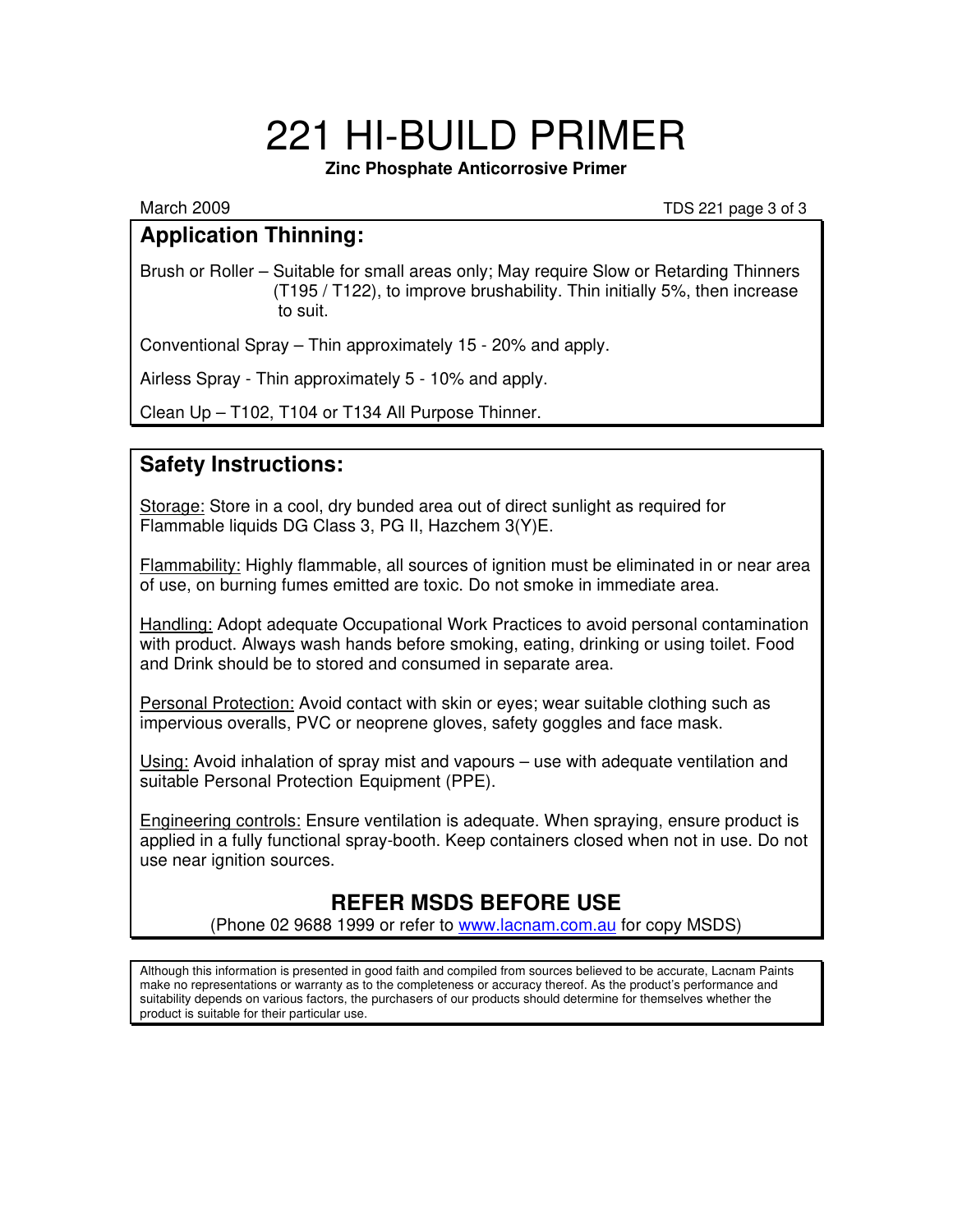# 221 HI-BUILD PRIMER

**Zinc Phosphate Anticorrosive Primer**

March 2009

## Application Thinning:

Brush or Roller – Suitable for small areas only; May require Slow or Retarding Thinners (T195 / T122), to improve brushability. Thin initially 5%, then increase to suit.

Conventional Spray – Thin approximately 15 - 20% and apply.

Airless Spray - Thin approximately 5 - 10% and apply.

Clean Up – T102, T104 or T134 All Purpose Thinner.

## Safety Instructions:

Storage: Store in a cool, dry bunded area out of direct sunlight as required for Flammable liquids DG Class 3, PG II, Hazchem 3(Y)E.

Flammability: Highly flammable, all sources of ignition must be eliminated in or near area of use, on burning fumes emitted are toxic. Do not smoke in immediate area.

Handling: Adopt adequate Occupational Work Practices to avoid personal contamination with product. Always wash hands before smoking, eating, drinking or using toilet. Food and Drink should be to stored and consumed in separate area.

Personal Protection: Avoid contact with skin or eyes; wear suitable clothing such as impervious overalls, PVC or neoprene gloves, safety goggles and face mask.

Using: Avoid inhalation of spray mist and vapours – use with adequate ventilation and suitable Personal Protection Equipment (PPE).

Engineering controls: Ensure ventilation is adequate. When spraying, ensure product is applied in a fully functional spray-booth. Keep containers closed when not in use. Do not use near ignition sources.

### REFER MSDS BEFORE USE

(Phone 02 9688 1999 or refer to www.lacnam.com.au for copy MSDS)

Although this information is presented in good faith and compiled from sources believed to be accurate, Lacnam Paints make no representations or warranty as to the completeness or accuracy thereof. As the product's performance and suitability depends on various factors, the purchasers of our products should determine for themselves whether the product is suitable for their particular use.